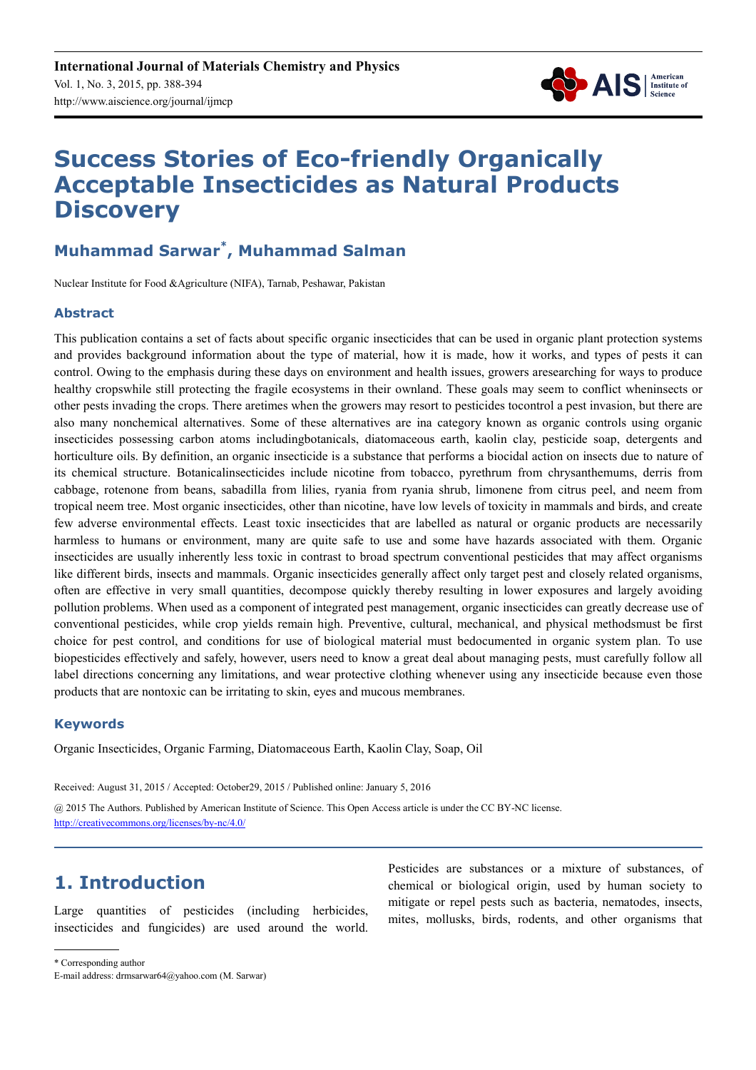# Success Stories of Eco-friendly Organically Acceptable Insecticides as Natural Products Discovery

**Muhammad Sarwar[*], Muhammad Salman**

Nuclear Institute for Food &Agriculture (NIFA), Tarnab, Peshawar, Pakistan

## Abstract

This publication contains a set of facts about specific organic insecticides that can be used in organic plant protection systems and provides background information about the type of material, how it is made, how it works, and types of pests it can control. Owing to the emphasis during these days on environment and health issues, growers aresearching for ways to produce healthy cropswhile still protecting the fragile ecosystems in their ownland. These goals may seem to conflict wheninsects or other pests invading the crops. There aretimes when the growers may resort to pesticides tocontrol a pest invasion, but there are also many nonchemical alternatives. Some of these alternatives are ina category known as organic controls using organic insecticides possessing carbon atoms includingbotanicals, diatomaceous earth, kaolin clay, pesticide soap, detergents and horticulture oils. By definition, an organic insecticide is a substance that performs a biocidal action on insects due to nature of its chemical structure. Botanicalinsecticides include nicotine from tobacco, pyrethrum from chrysanthemums, derris from cabbage, rotenone from beans, sabadilla from lilies, ryania from ryania shrub, limonene from citrus peel, and neem from tropical neem tree. Most organic insecticides, other than nicotine, have low levels of toxicity in mammals and birds, and create few adverse environmental effects. Least toxic insecticides that are labelled as natural or organic products are necessarily harmless to humans or environment, many are quite safe to use and some have hazards associated with them. Organic insecticides are usually inherently less toxic in contrast to broad spectrum conventional pesticides that may affect organisms like different birds, insects and mammals. Organic insecticides generally affect only target pest and closely related organisms, often are effective in very small quantities, decompose quickly thereby resulting in lower exposures and largely avoiding pollution problems. When used as a component of integrated pest management, organic insecticides can greatly decrease use of conventional pesticides, while crop yields remain high. Preventive, cultural, mechanical, and physical methodsmust be first choice for pest control, and conditions for use of biological material must bedocumented in organic system plan. To use biopesticides effectively and safely, however, users need to know a great deal about managing pests, must carefully follow all label directions concerning any limitations, and wear protective clothing whenever using any insecticide because even those products that are nontoxic can be irritating to skin, eyes and mucous membranes.

## Keywords

Organic Insecticides, Organic Farming, Diatomaceous Earth, Kaolin Clay, Soap, Oil

Received: August 31, 2015 / Accepted: October29, 2015 / Published online: January 5, 2016

@ 2015 The Authors. Published by American Institute of Science. This Open Access article is under the CC BY-NC license. http://creativecommons.org/licenses/by-nc/4.0/

## 1. Introduction

Large quantities of pesticides (including herbicides, insecticides and fungicides) are used around the world. Pesticides are substances or a mixture of substances, of chemical or biological origin, used by human society to mitigate or repel pests such as bacteria, nematodes, insects, mites, mollusks, birds, rodents, and other organisms that

---

[*] Corresponding author
E-mail address: drmsarwar64@yahoo.com (M. Sarwar)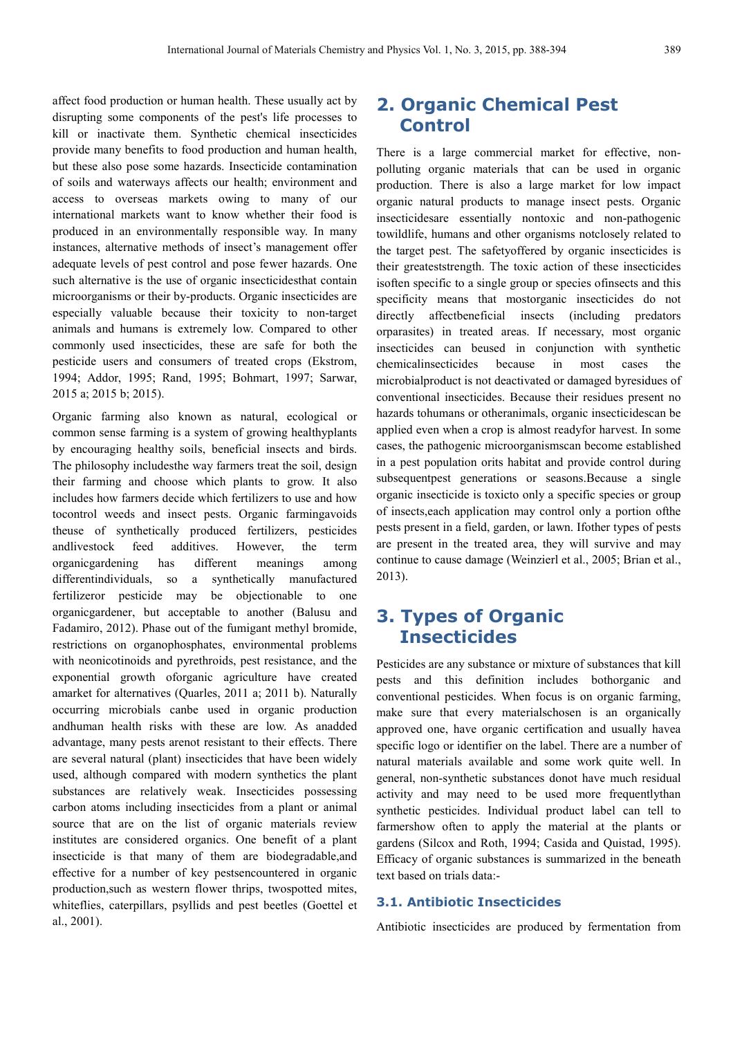affect food production or human health. These usually act by disrupting some components of the pest's life processes to kill or inactivate them. Synthetic chemical insecticides provide many benefits to food production and human health, but these also pose some hazards. Insecticide contamination of soils and waterways affects our health; environment and access to overseas markets owing to many of our international markets want to know whether their food is produced in an environmentally responsible way. In many instances, alternative methods of insect's management offer adequate levels of pest control and pose fewer hazards. One such alternative is the use of organic insecticidesthat contain microorganisms or their by-products. Organic insecticides are especially valuable because their toxicity to non-target animals and humans is extremely low. Compared to other commonly used insecticides, these are safe for both the pesticide users and consumers of treated crops (Ekstrom, 1994; Addor, 1995; Rand, 1995; Bohmart, 1997; Sarwar, 2015 a; 2015 b; 2015).

Organic farming also known as natural, ecological or common sense farming is a system of growing healthyplants by encouraging healthy soils, beneficial insects and birds. The philosophy includesthe way farmers treat the soil, design their farming and choose which plants to grow. It also includes how farmers decide which fertilizers to use and how tocontrol weeds and insect pests. Organic farmingavoids theuse of synthetically produced fertilizers, pesticides andlivestock feed additives. However, the term organicgardening has different meanings among differentindividuals, so a synthetically manufactured fertilizeror pesticide may be objectionable to one organicgardener, but acceptable to another (Balusu and Fadamiro, 2012). Phase out of the fumigant methyl bromide, restrictions on organophosphates, environmental problems with neonicotinoids and pyrethroids, pest resistance, and the exponential growth oforganic agriculture have created amarket for alternatives (Quarles, 2011 a; 2011 b). Naturally occurring microbials canbe used in organic production andhuman health risks with these are low. As anadded advantage, many pests arenot resistant to their effects. There are several natural (plant) insecticides that have been widely used, although compared with modern synthetics the plant substances are relatively weak. Insecticides possessing carbon atoms including insecticides from a plant or animal source that are on the list of organic materials review institutes are considered organics. One benefit of a plant insecticide is that many of them are biodegradable,and effective for a number of key pestsencountered in organic production,such as western flower thrips, twospotted mites, whiteflies, caterpillars, psyllids and pest beetles (Goettel et al., 2001).

## 2. Organic Chemical Pest Control

There is a large commercial market for effective, non-polluting organic materials that can be used in organic production. There is also a large market for low impact organic natural products to manage insect pests. Organic insecticidesare essentially nontoxic and non-pathogenic towildlife, humans and other organisms notclosely related to the target pest. The safetyoffered by organic insecticides is their greateststrength. The toxic action of these insecticides isoften specific to a single group or species ofinsects and this specificity means that mostorganic insecticides do not directly affectbeneficial insects (including predators orparasites) in treated areas. If necessary, most organic insecticides can beused in conjunction with synthetic chemicalinsecticides because in most cases the microbialproduct is not deactivated or damaged byresidues of conventional insecticides. Because their residues present no hazards tohumans or otheranimals, organic insecticidescan be applied even when a crop is almost readyfor harvest. In some cases, the pathogenic microorganismscan become established in a pest population orits habitat and provide control during subsequentpest generations or seasons.Because a single organic insecticide is toxicto only a specific species or group of insects,each application may control only a portion ofthe pests present in a field, garden, or lawn. Ifother types of pests are present in the treated area, they will survive and may continue to cause damage (Weinzierl et al., 2005; Brian et al., 2013).

## 3. Types of Organic Insecticides

Pesticides are any substance or mixture of substances that kill pests and this definition includes bothorganic and conventional pesticides. When focus is on organic farming, make sure that every materialschosen is an organically approved one, have organic certification and usually havea specific logo or identifier on the label. There are a number of natural materials available and some work quite well. In general, non-synthetic substances donot have much residual activity and may need to be used more frequentlythan synthetic pesticides. Individual product label can tell to farmershow often to apply the material at the plants or gardens (Silcox and Roth, 1994; Casida and Quistad, 1995). Efficacy of organic substances is summarized in the beneath text based on trials data:-

### 3.1. Antibiotic Insecticides

Antibiotic insecticides are produced by fermentation from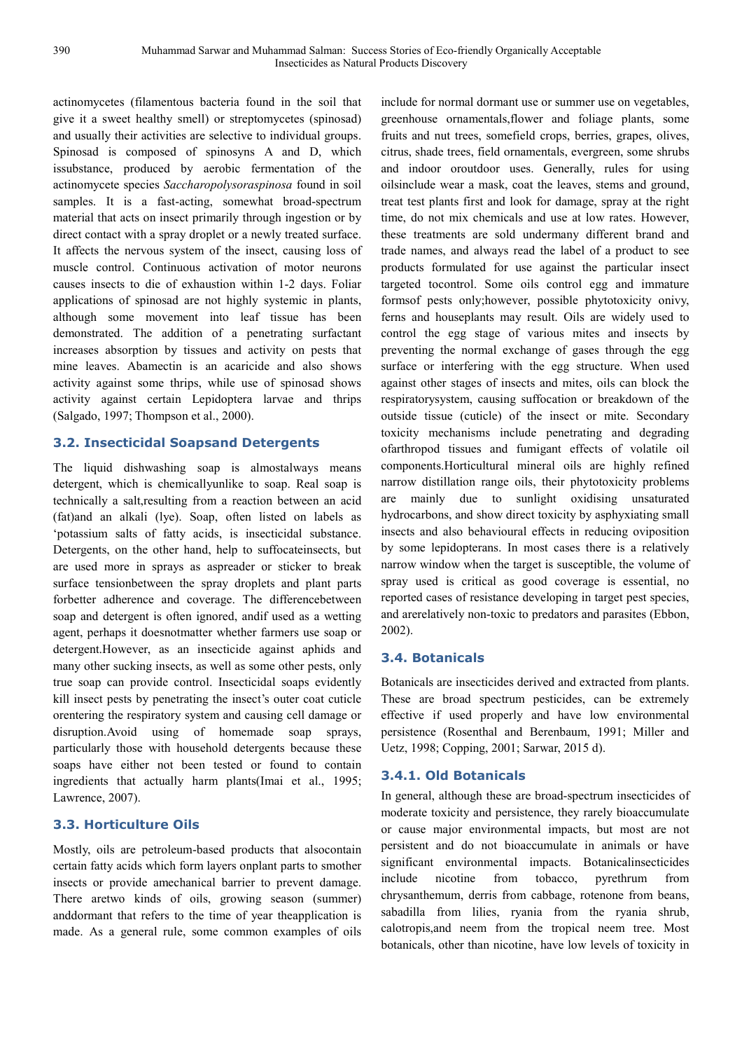actinomycetes (filamentous bacteria found in the soil that give it a sweet healthy smell) or streptomycetes (spinosad) and usually their activities are selective to individual groups. Spinosad is composed of spinosyns A and D, which issubstance, produced by aerobic fermentation of the actinomycete species *Saccharopolysoraspinosa* found in soil samples. It is a fast-acting, somewhat broad-spectrum material that acts on insect primarily through ingestion or by direct contact with a spray droplet or a newly treated surface. It affects the nervous system of the insect, causing loss of muscle control. Continuous activation of motor neurons causes insects to die of exhaustion within 1-2 days. Foliar applications of spinosad are not highly systemic in plants, although some movement into leaf tissue has been demonstrated. The addition of a penetrating surfactant increases absorption by tissues and activity on pests that mine leaves. Abamectin is an acaricide and also shows activity against some thrips, while use of spinosad shows activity against certain Lepidoptera larvae and thrips (Salgado, 1997; Thompson et al., 2000).

### 3.2. Insecticidal Soapsand Detergents

The liquid dishwashing soap is almostalways means detergent, which is chemicallyunlike to soap. Real soap is technically a salt,resulting from a reaction between an acid (fat)and an alkali (lye). Soap, often listed on labels as 'potassium salts of fatty acids, is insecticidal substance. Detergents, on the other hand, help to suffocateinsects, but are used more in sprays as aspreader or sticker to break surface tensionbetween the spray droplets and plant parts forbetter adherence and coverage. The differencebetween soap and detergent is often ignored, andif used as a wetting agent, perhaps it doesnotmatter whether farmers use soap or detergent.However, as an insecticide against aphids and many other sucking insects, as well as some other pests, only true soap can provide control. Insecticidal soaps evidently kill insect pests by penetrating the insect's outer coat cuticle orentering the respiratory system and causing cell damage or disruption.Avoid using of homemade soap sprays, particularly those with household detergents because these soaps have either not been tested or found to contain ingredients that actually harm plants(Imai et al., 1995; Lawrence, 2007).

### 3.3. Horticulture Oils

Mostly, oils are petroleum-based products that alsocontain certain fatty acids which form layers onplant parts to smother insects or provide amechanical barrier to prevent damage. There aretwo kinds of oils, growing season (summer) anddormant that refers to the time of year theapplication is made. As a general rule, some common examples of oils include for normal dormant use or summer use on vegetables, greenhouse ornamentals,flower and foliage plants, some fruits and nut trees, somefield crops, berries, grapes, olives, citrus, shade trees, field ornamentals, evergreen, some shrubs and indoor oroutdoor uses. Generally, rules for using oilsinclude wear a mask, coat the leaves, stems and ground, treat test plants first and look for damage, spray at the right time, do not mix chemicals and use at low rates. However, these treatments are sold undermany different brand and trade names, and always read the label of a product to see products formulated for use against the particular insect targeted tocontrol. Some oils control egg and immature formsof pests only;however, possible phytotoxicity onivy, ferns and houseplants may result. Oils are widely used to control the egg stage of various mites and insects by preventing the normal exchange of gases through the egg surface or interfering with the egg structure. When used against other stages of insects and mites, oils can block the respiratorysystem, causing suffocation or breakdown of the outside tissue (cuticle) of the insect or mite. Secondary toxicity mechanisms include penetrating and degrading ofarthropod tissues and fumigant effects of volatile oil components.Horticultural mineral oils are highly refined narrow distillation range oils, their phytotoxicity problems are mainly due to sunlight oxidising unsaturated hydrocarbons, and show direct toxicity by asphyxiating small insects and also behavioural effects in reducing oviposition by some lepidopterans. In most cases there is a relatively narrow window when the target is susceptible, the volume of spray used is critical as good coverage is essential, no reported cases of resistance developing in target pest species, and arerelatively non-toxic to predators and parasites (Ebbon, 2002).

### 3.4. Botanicals

Botanicals are insecticides derived and extracted from plants. These are broad spectrum pesticides, can be extremely effective if used properly and have low environmental persistence (Rosenthal and Berenbaum, 1991; Miller and Uetz, 1998; Copping, 2001; Sarwar, 2015 d).

#### 3.4.1. Old Botanicals

In general, although these are broad-spectrum insecticides of moderate toxicity and persistence, they rarely bioaccumulate or cause major environmental impacts, but most are not persistent and do not bioaccumulate in animals or have significant environmental impacts. Botanicalinsecticides include nicotine from tobacco, pyrethrum from chrysanthemum, derris from cabbage, rotenone from beans, sabadilla from lilies, ryania from the ryania shrub, calotropis,and neem from the tropical neem tree. Most botanicals, other than nicotine, have low levels of toxicity in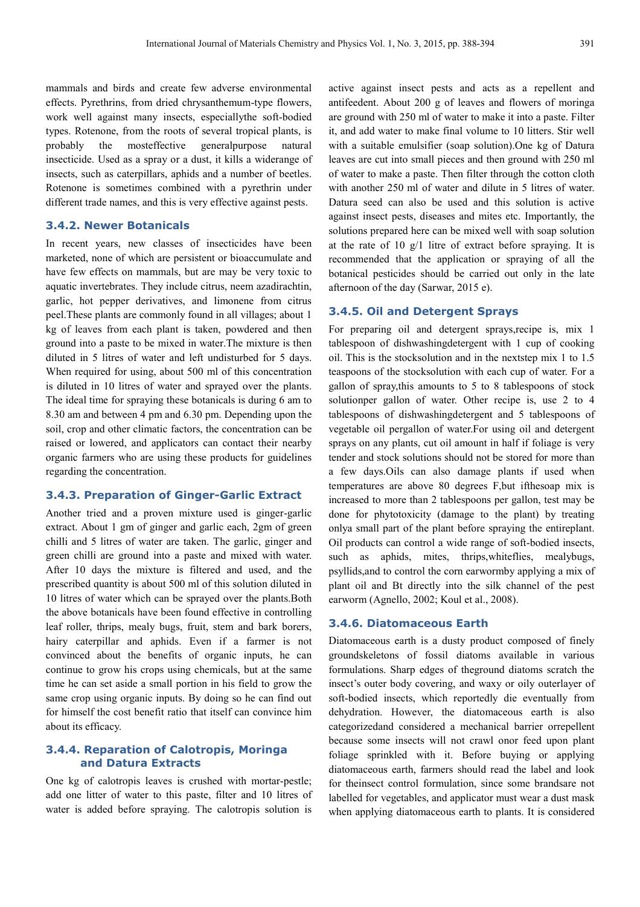mammals and birds and create few adverse environmental effects. Pyrethrins, from dried chrysanthemum-type flowers, work well against many insects, especiallythe soft-bodied types. Rotenone, from the roots of several tropical plants, is probably the mosteffective generalpurpose natural insecticide. Used as a spray or a dust, it kills a widerange of insects, such as caterpillars, aphids and a number of beetles. Rotenone is sometimes combined with a pyrethrin under different trade names, and this is very effective against pests.

### 3.4.2. Newer Botanicals

In recent years, new classes of insecticides have been marketed, none of which are persistent or bioaccumulate and have few effects on mammals, but are may be very toxic to aquatic invertebrates. They include citrus, neem azadirachtin, garlic, hot pepper derivatives, and limonene from citrus peel.These plants are commonly found in all villages; about 1 kg of leaves from each plant is taken, powdered and then ground into a paste to be mixed in water.The mixture is then diluted in 5 litres of water and left undisturbed for 5 days. When required for using, about 500 ml of this concentration is diluted in 10 litres of water and sprayed over the plants. The ideal time for spraying these botanicals is during 6 am to 8.30 am and between 4 pm and 6.30 pm. Depending upon the soil, crop and other climatic factors, the concentration can be raised or lowered, and applicators can contact their nearby organic farmers who are using these products for guidelines regarding the concentration.

### 3.4.3. Preparation of Ginger-Garlic Extract

Another tried and a proven mixture used is ginger-garlic extract. About 1 gm of ginger and garlic each, 2gm of green chilli and 5 litres of water are taken. The garlic, ginger and green chilli are ground into a paste and mixed with water. After 10 days the mixture is filtered and used, and the prescribed quantity is about 500 ml of this solution diluted in 10 litres of water which can be sprayed over the plants.Both the above botanicals have been found effective in controlling leaf roller, thrips, mealy bugs, fruit, stem and bark borers, hairy caterpillar and aphids. Even if a farmer is not convinced about the benefits of organic inputs, he can continue to grow his crops using chemicals, but at the same time he can set aside a small portion in his field to grow the same crop using organic inputs. By doing so he can find out for himself the cost benefit ratio that itself can convince him about its efficacy.

### 3.4.4. Reparation of Calotropis, Moringa and Datura Extracts

One kg of calotropis leaves is crushed with mortar-pestle; add one litter of water to this paste, filter and 10 litres of water is added before spraying. The calotropis solution is active against insect pests and acts as a repellent and antifeedent. About 200 g of leaves and flowers of moringa are ground with 250 ml of water to make it into a paste. Filter it, and add water to make final volume to 10 litters. Stir well with a suitable emulsifier (soap solution).One kg of Datura leaves are cut into small pieces and then ground with 250 ml of water to make a paste. Then filter through the cotton cloth with another 250 ml of water and dilute in 5 litres of water. Datura seed can also be used and this solution is active against insect pests, diseases and mites etc. Importantly, the solutions prepared here can be mixed well with soap solution at the rate of 10 g/1 litre of extract before spraying. It is recommended that the application or spraying of all the botanical pesticides should be carried out only in the late afternoon of the day (Sarwar, 2015 e).

### 3.4.5. Oil and Detergent Sprays

For preparing oil and detergent sprays,recipe is, mix 1 tablespoon of dishwashingdetergent with 1 cup of cooking oil. This is the stocksolution and in the nextstep mix 1 to 1.5 teaspoons of the stocksolution with each cup of water. For a gallon of spray,this amounts to 5 to 8 tablespoons of stock solutionper gallon of water. Other recipe is, use 2 to 4 tablespoons of dishwashingdetergent and 5 tablespoons of vegetable oil pergallon of water.For using oil and detergent sprays on any plants, cut oil amount in half if foliage is very tender and stock solutions should not be stored for more than a few days.Oils can also damage plants if used when temperatures are above 80 degrees F,but ifthesoap mix is increased to more than 2 tablespoons per gallon, test may be done for phytotoxicity (damage to the plant) by treating onlya small part of the plant before spraying the entireplant. Oil products can control a wide range of soft-bodied insects, such as aphids, mites, thrips,whiteflies, mealybugs, psyllids,and to control the corn earwormby applying a mix of plant oil and Bt directly into the silk channel of the pest earworm (Agnello, 2002; Koul et al., 2008).

### 3.4.6. Diatomaceous Earth

Diatomaceous earth is a dusty product composed of finely groundskeletons of fossil diatoms available in various formulations. Sharp edges of theground diatoms scratch the insect's outer body covering, and waxy or oily outerlayer of soft-bodied insects, which reportedly die eventually from dehydration. However, the diatomaceous earth is also categorizedand considered a mechanical barrier orrepellent because some insects will not crawl onor feed upon plant foliage sprinkled with it. Before buying or applying diatomaceous earth, farmers should read the label and look for theinsect control formulation, since some brandsare not labelled for vegetables, and applicator must wear a dust mask when applying diatomaceous earth to plants. It is considered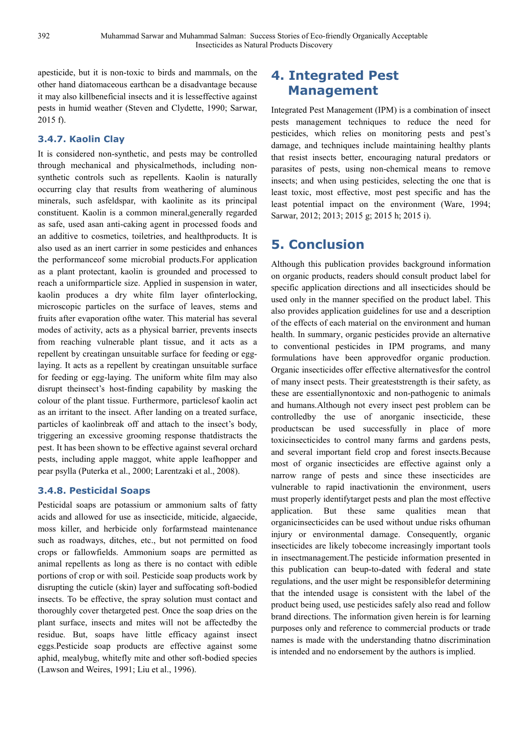apesticide, but it is non-toxic to birds and mammals, on the other hand diatomaceous earthcan be a disadvantage because it may also killbeneficial insects and it is lesseffective against pests in humid weather (Steven and Clydette, 1990; Sarwar, 2015 f).

### 3.4.7. Kaolin Clay

It is considered non-synthetic, and pests may be controlled through mechanical and physicalmethods, including non-synthetic controls such as repellents. Kaolin is naturally occurring clay that results from weathering of aluminous minerals, such asfeldspar, with kaolinite as its principal constituent. Kaolin is a common mineral,generally regarded as safe, used asan anti-caking agent in processed foods and an additive to cosmetics, toiletries, and healthproducts. It is also used as an inert carrier in some pesticides and enhances the performanceof some microbial products.For application as a plant protectant, kaolin is grounded and processed to reach a uniformparticle size. Applied in suspension in water, kaolin produces a dry white film layer ofinterlocking, microscopic particles on the surface of leaves, stems and fruits after evaporation ofthe water. This material has several modes of activity, acts as a physical barrier, prevents insects from reaching vulnerable plant tissue, and it acts as a repellent by creatingan unsuitable surface for feeding or egg-laying. It acts as a repellent by creatingan unsuitable surface for feeding or egg-laying. The uniform white film may also disrupt theinsect's host-finding capability by masking the colour of the plant tissue. Furthermore, particlesof kaolin act as an irritant to the insect. After landing on a treated surface, particles of kaolinbreak off and attach to the insect's body, triggering an excessive grooming response thatdistracts the pest. It has been shown to be effective against several orchard pests, including apple maggot, white apple leafhopper and pear psylla (Puterka et al., 2000; Larentzaki et al., 2008).

### 3.4.8. Pesticidal Soaps

Pesticidal soaps are potassium or ammonium salts of fatty acids and allowed for use as insecticide, miticide, algaecide, moss killer, and herbicide only forfarmstead maintenance such as roadways, ditches, etc., but not permitted on food crops or fallowfields. Ammonium soaps are permitted as animal repellents as long as there is no contact with edible portions of crop or with soil. Pesticide soap products work by disrupting the cuticle (skin) layer and suffocating soft-bodied insects. To be effective, the spray solution must contact and thoroughly cover thetargeted pest. Once the soap dries on the plant surface, insects and mites will not be affectedby the residue. But, soaps have little efficacy against insect eggs.Pesticide soap products are effective against some aphid, mealybug, whitefly mite and other soft-bodied species (Lawson and Weires, 1991; Liu et al., 1996).

## 4. Integrated Pest Management

Integrated Pest Management (IPM) is a combination of insect pests management techniques to reduce the need for pesticides, which relies on monitoring pests and pest's damage, and techniques include maintaining healthy plants that resist insects better, encouraging natural predators or parasites of pests, using non-chemical means to remove insects; and when using pesticides, selecting the one that is least toxic, most effective, most pest specific and has the least potential impact on the environment (Ware, 1994; Sarwar, 2012; 2013; 2015 g; 2015 h; 2015 i).

## 5. Conclusion

Although this publication provides background information on organic products, readers should consult product label for specific application directions and all insecticides should be used only in the manner specified on the product label. This also provides application guidelines for use and a description of the effects of each material on the environment and human health. In summary, organic pesticides provide an alternative to conventional pesticides in IPM programs, and many formulations have been approvedfor organic production. Organic insecticides offer effective alternativesfor the control of many insect pests. Their greateststrength is their safety, as these are essentiallynontoxic and non-pathogenic to animals and humans.Although not every insect pest problem can be controlledby the use of anorganic insecticide, these productscan be used successfully in place of more toxicinsecticides to control many farms and gardens pests, and several important field crop and forest insects.Because most of organic insecticides are effective against only a narrow range of pests and since these insecticides are vulnerable to rapid inactivationin the environment, users must properly identifytarget pests and plan the most effective application. But these same qualities mean that organicinsecticides can be used without undue risks ofhuman injury or environmental damage. Consequently, organic insecticides are likely tobecome increasingly important tools in insectmanagement.The pesticide information presented in this publication can beup-to-dated with federal and state regulations, and the user might be responsiblefor determining that the intended usage is consistent with the label of the product being used, use pesticides safely also read and follow brand directions. The information given herein is for learning purposes only and reference to commercial products or trade names is made with the understanding thatno discrimination is intended and no endorsement by the authors is implied.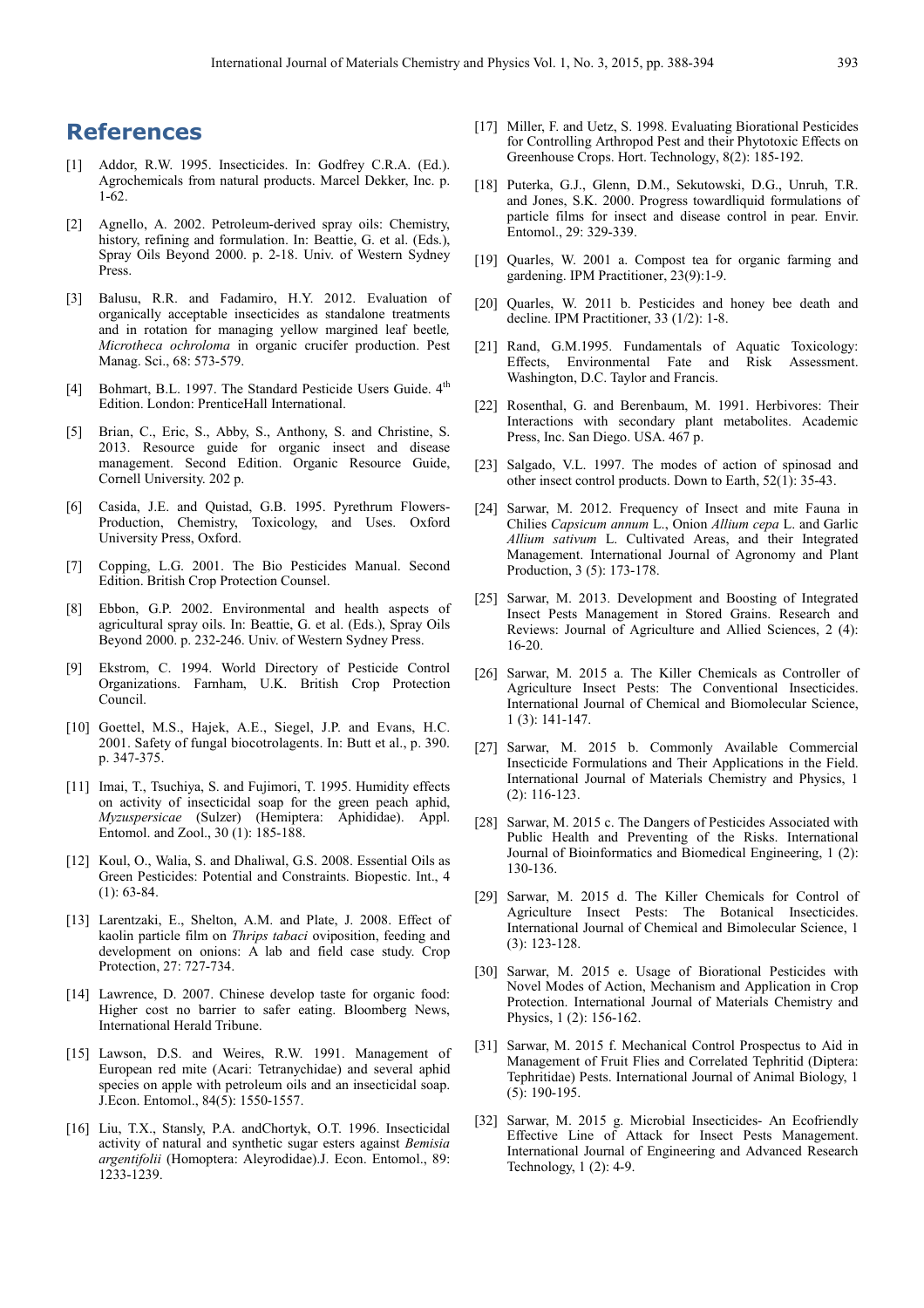# References

[1] Addor, R.W. 1995. Insecticides. In: Godfrey C.R.A. (Ed.). Agrochemicals from natural products. Marcel Dekker, Inc. p. 1-62.

[2] Agnello, A. 2002. Petroleum-derived spray oils: Chemistry, history, refining and formulation. In: Beattie, G. et al. (Eds.), Spray Oils Beyond 2000. p. 2-18. Univ. of Western Sydney Press.

[3] Balusu, R.R. and Fadamiro, H.Y. 2012. Evaluation of organically acceptable insecticides as standalone treatments and in rotation for managing yellow margined leaf beetle, *Microtheca ochroloma* in organic crucifer production. Pest Manag. Sci., 68: 573-579.

[4] Bohmart, B.L. 1997. The Standard Pesticide Users Guide. 4th Edition. London: PrenticeHall International.

[5] Brian, C., Eric, S., Abby, S., Anthony, S. and Christine, S. 2013. Resource guide for organic insect and disease management. Second Edition. Organic Resource Guide, Cornell University. 202 p.

[6] Casida, J.E. and Quistad, G.B. 1995. Pyrethrum Flowers-Production, Chemistry, Toxicology, and Uses. Oxford University Press, Oxford.

[7] Copping, L.G. 2001. The Bio Pesticides Manual. Second Edition. British Crop Protection Counsel.

[8] Ebbon, G.P. 2002. Environmental and health aspects of agricultural spray oils. In: Beattie, G. et al. (Eds.), Spray Oils Beyond 2000. p. 232-246. Univ. of Western Sydney Press.

[9] Ekstrom, C. 1994. World Directory of Pesticide Control Organizations. Farnham, U.K. British Crop Protection Council.

[10] Goettel, M.S., Hajek, A.E., Siegel, J.P. and Evans, H.C. 2001. Safety of fungal biocotrolagents. In: Butt et al., p. 390. p. 347-375.

[11] Imai, T., Tsuchiya, S. and Fujimori, T. 1995. Humidity effects on activity of insecticidal soap for the green peach aphid, *Myzuspersicae* (Sulzer) (Hemiptera: Aphididae). Appl. Entomol. and Zool., 30 (1): 185-188.

[12] Koul, O., Walia, S. and Dhaliwal, G.S. 2008. Essential Oils as Green Pesticides: Potential and Constraints. Biopestic. Int., 4 (1): 63-84.

[13] Larentzaki, E., Shelton, A.M. and Plate, J. 2008. Effect of kaolin particle film on *Thrips tabaci* oviposition, feeding and development on onions: A lab and field case study. Crop Protection, 27: 727-734.

[14] Lawrence, D. 2007. Chinese develop taste for organic food: Higher cost no barrier to safer eating. Bloomberg News, International Herald Tribune.

[15] Lawson, D.S. and Weires, R.W. 1991. Management of European red mite (Acari: Tetranychidae) and several aphid species on apple with petroleum oils and an insecticidal soap. J.Econ. Entomol., 84(5): 1550-1557.

[16] Liu, T.X., Stansly, P.A. andChortyk, O.T. 1996. Insecticidal activity of natural and synthetic sugar esters against *Bemisia argentifolii* (Homoptera: Aleyrodidae).J. Econ. Entomol., 89: 1233-1239.

[17] Miller, F. and Uetz, S. 1998. Evaluating Biorational Pesticides for Controlling Arthropod Pest and their Phytotoxic Effects on Greenhouse Crops. Hort. Technology, 8(2): 185-192.

[18] Puterka, G.J., Glenn, D.M., Sekutowski, D.G., Unruh, T.R. and Jones, S.K. 2000. Progress towardliquid formulations of particle films for insect and disease control in pear. Envir. Entomol., 29: 329-339.

[19] Quarles, W. 2001 a. Compost tea for organic farming and gardening. IPM Practitioner, 23(9):1-9.

[20] Quarles, W. 2011 b. Pesticides and honey bee death and decline. IPM Practitioner, 33 (1/2): 1-8.

[21] Rand, G.M.1995. Fundamentals of Aquatic Toxicology: Effects, Environmental Fate and Risk Assessment. Washington, D.C. Taylor and Francis.

[22] Rosenthal, G. and Berenbaum, M. 1991. Herbivores: Their Interactions with secondary plant metabolites. Academic Press, Inc. San Diego. USA. 467 p.

[23] Salgado, V.L. 1997. The modes of action of spinosad and other insect control products. Down to Earth, 52(1): 35-43.

[24] Sarwar, M. 2012. Frequency of Insect and mite Fauna in Chilies *Capsicum annum* L., Onion *Allium cepa* L. and Garlic *Allium sativum* L. Cultivated Areas, and their Integrated Management. International Journal of Agronomy and Plant Production, 3 (5): 173-178.

[25] Sarwar, M. 2013. Development and Boosting of Integrated Insect Pests Management in Stored Grains. Research and Reviews: Journal of Agriculture and Allied Sciences, 2 (4): 16-20.

[26] Sarwar, M. 2015 a. The Killer Chemicals as Controller of Agriculture Insect Pests: The Conventional Insecticides. International Journal of Chemical and Biomolecular Science, 1 (3): 141-147.

[27] Sarwar, M. 2015 b. Commonly Available Commercial Insecticide Formulations and Their Applications in the Field. International Journal of Materials Chemistry and Physics, 1 (2): 116-123.

[28] Sarwar, M. 2015 c. The Dangers of Pesticides Associated with Public Health and Preventing of the Risks. International Journal of Bioinformatics and Biomedical Engineering, 1 (2): 130-136.

[29] Sarwar, M. 2015 d. The Killer Chemicals for Control of Agriculture Insect Pests: The Botanical Insecticides. International Journal of Chemical and Bimolecular Science, 1 (3): 123-128.

[30] Sarwar, M. 2015 e. Usage of Biorational Pesticides with Novel Modes of Action, Mechanism and Application in Crop Protection. International Journal of Materials Chemistry and Physics, 1 (2): 156-162.

[31] Sarwar, M. 2015 f. Mechanical Control Prospectus to Aid in Management of Fruit Flies and Correlated Tephritid (Diptera: Tephritidae) Pests. International Journal of Animal Biology, 1 (5): 190-195.

[32] Sarwar, M. 2015 g. Microbial Insecticides- An Ecofriendly Effective Line of Attack for Insect Pests Management. International Journal of Engineering and Advanced Research Technology, 1 (2): 4-9.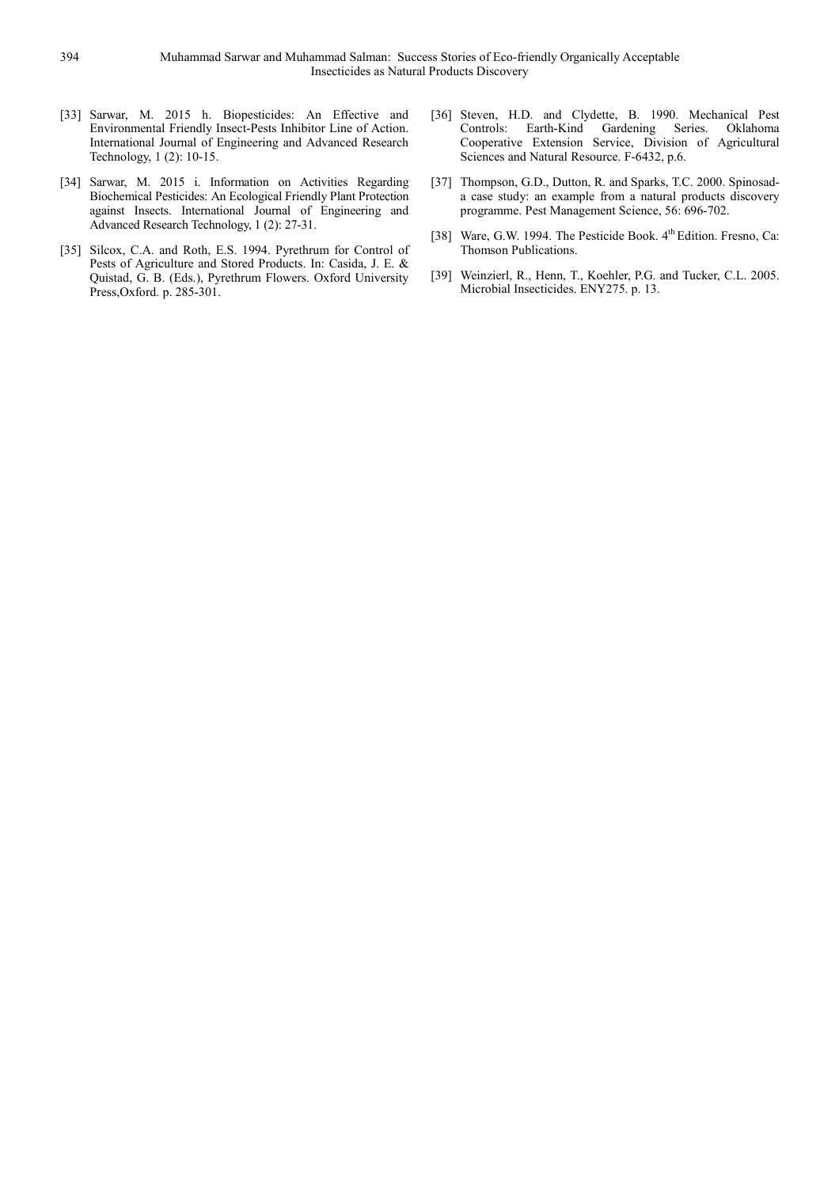[33] Sarwar, M. 2015 h. Biopesticides: An Effective and Environmental Friendly Insect-Pests Inhibitor Line of Action. International Journal of Engineering and Advanced Research Technology, 1 (2): 10-15.

[34] Sarwar, M. 2015 i. Information on Activities Regarding Biochemical Pesticides: An Ecological Friendly Plant Protection against Insects. International Journal of Engineering and Advanced Research Technology, 1 (2): 27-31.

[35] Silcox, C.A. and Roth, E.S. 1994. Pyrethrum for Control of Pests of Agriculture and Stored Products. In: Casida, J. E. & Quistad, G. B. (Eds.), Pyrethrum Flowers. Oxford University Press,Oxford. p. 285-301.

[36] Steven, H.D. and Clydette, B. 1990. Mechanical Pest Controls: Earth-Kind Gardening Series. Oklahoma Cooperative Extension Service, Division of Agricultural Sciences and Natural Resource. F-6432, p.6.

[37] Thompson, G.D., Dutton, R. and Sparks, T.C. 2000. Spinosad-a case study: an example from a natural products discovery programme. Pest Management Science, 56: 696-702.

[38] Ware, G.W. 1994. The Pesticide Book. 4$^{th}$ Edition. Fresno, Ca: Thomson Publications.

[39] Weinzierl, R., Henn, T., Koehler, P.G. and Tucker, C.L. 2005. Microbial Insecticides. ENY275. p. 13.